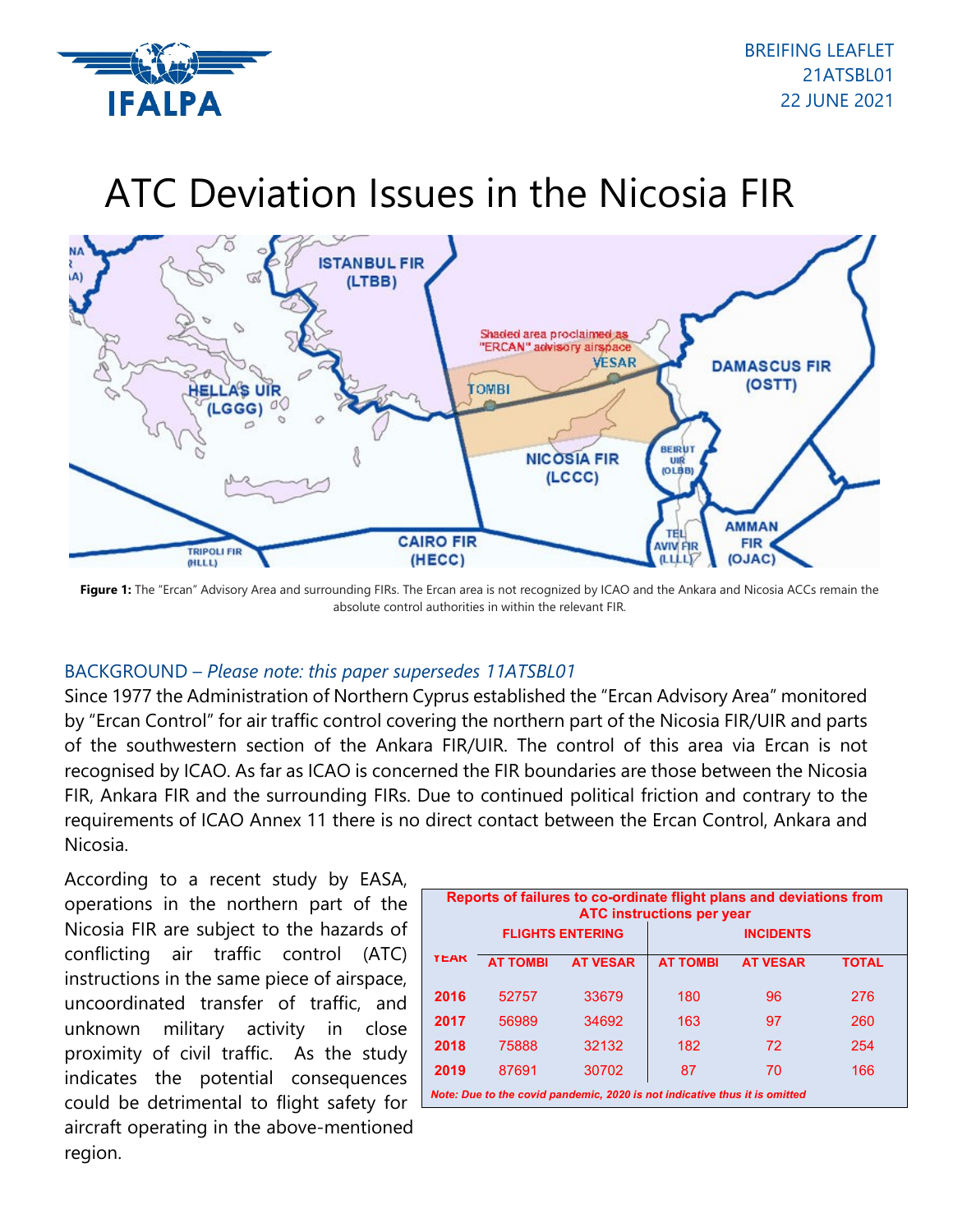BREIFING LEAFLET
21ATSBL01
22 JUNE 2021

# ATC Deviation Issues in the Nicosia FIR

**Figure 1:** The "Ercan" Advisory Area and surrounding FIRs. The Ercan area is not recognized by ICAO and the Ankara and Nicosia ACCs remain the absolute control authorities in within the relevant FIR.

## BACKGROUND – *Please note: this paper supersedes 11ATSBL01*

Since 1977 the Administration of Northern Cyprus established the "Ercan Advisory Area" monitored by "Ercan Control" for air traffic control covering the northern part of the Nicosia FIR/UIR and parts of the southwestern section of the Ankara FIR/UIR. The control of this area via Ercan is not recognised by ICAO. As far as ICAO is concerned the FIR boundaries are those between the Nicosia FIR, Ankara FIR and the surrounding FIRs. Due to continued political friction and contrary to the requirements of ICAO Annex 11 there is no direct contact between the Ercan Control, Ankara and Nicosia.

According to a recent study by EASA, operations in the northern part of the Nicosia FIR are subject to the hazards of conflicting air traffic control (ATC) instructions in the same piece of airspace, uncoordinated transfer of traffic, and unknown military activity in close proximity of civil traffic. As the study indicates the potential consequences could be detrimental to flight safety for aircraft operating in the above-mentioned region.

**Reports of failures to co-ordinate flight plans and deviations from ATC instructions per year**

| YEAR | FLIGHTS ENTERING | | INCIDENTS | | |
|---|---|---|---|---|---|
| | AT TOMBI | AT VESAR | AT TOMBI | AT VESAR | TOTAL |
| 2016 | 52757 | 33679 | 180 | 96 | 276 |
| 2017 | 56989 | 34692 | 163 | 97 | 260 |
| 2018 | 75888 | 32132 | 182 | 72 | 254 |
| 2019 | 87691 | 30702 | 87 | 70 | 166 |

*Note: Due to the covid pandemic, 2020 is not indicative thus it is omitted*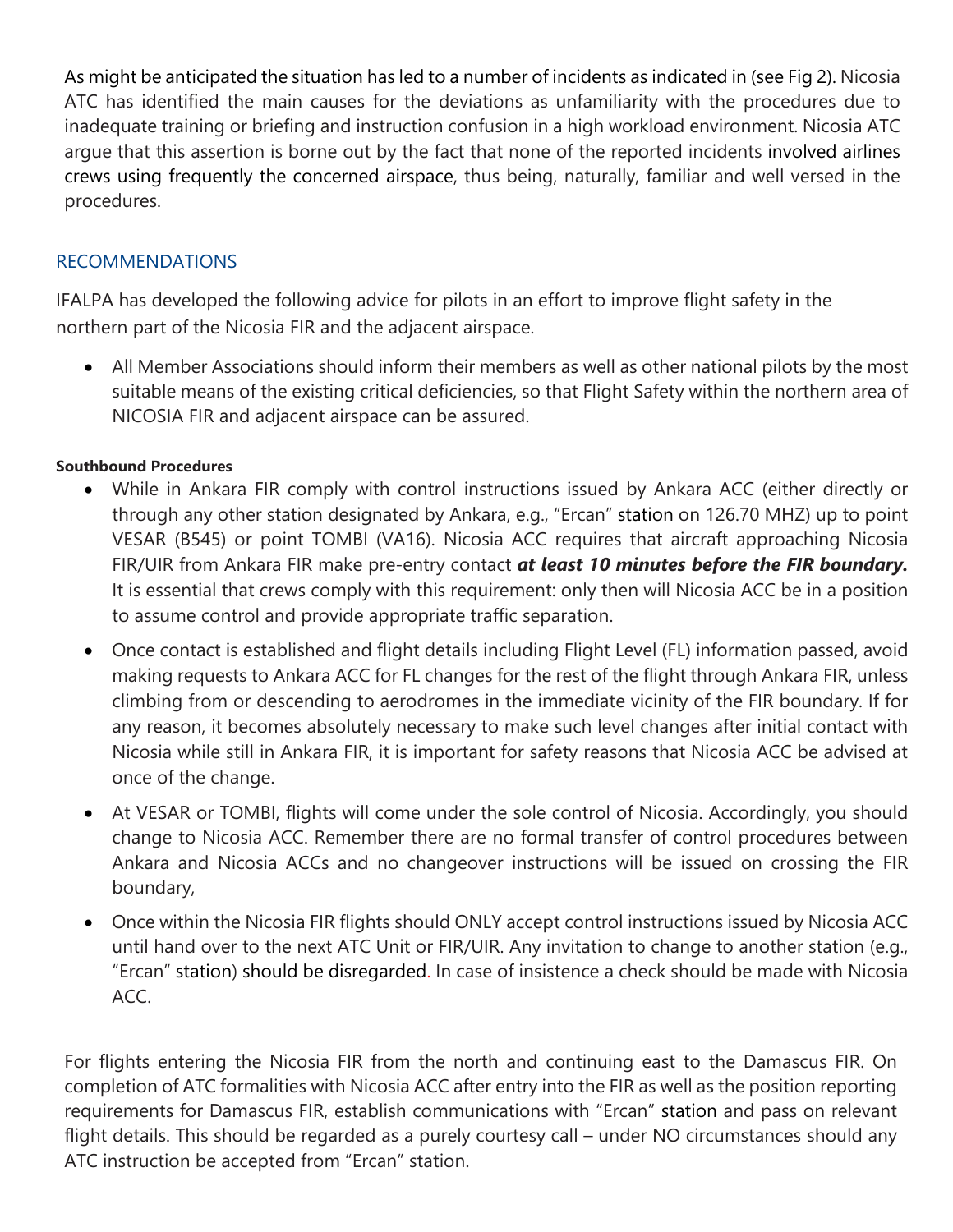As might be anticipated the situation has led to a number of incidents as indicated in (see Fig 2). Nicosia ATC has identified the main causes for the deviations as unfamiliarity with the procedures due to inadequate training or briefing and instruction confusion in a high workload environment. Nicosia ATC argue that this assertion is borne out by the fact that none of the reported incidents involved airlines crews using frequently the concerned airspace, thus being, naturally, familiar and well versed in the procedures.

## RECOMMENDATIONS

IFALPA has developed the following advice for pilots in an effort to improve flight safety in the northern part of the Nicosia FIR and the adjacent airspace.

- All Member Associations should inform their members as well as other national pilots by the most suitable means of the existing critical deficiencies, so that Flight Safety within the northern area of NICOSIA FIR and adjacent airspace can be assured.

**Southbound Procedures**

- While in Ankara FIR comply with control instructions issued by Ankara ACC (either directly or through any other station designated by Ankara, e.g., "Ercan" station on 126.70 MHZ) up to point VESAR (B545) or point TOMBI (VA16). Nicosia ACC requires that aircraft approaching Nicosia FIR/UIR from Ankara FIR make pre-entry contact ***at least 10 minutes before the FIR boundary.*** It is essential that crews comply with this requirement: only then will Nicosia ACC be in a position to assume control and provide appropriate traffic separation.
- Once contact is established and flight details including Flight Level (FL) information passed, avoid making requests to Ankara ACC for FL changes for the rest of the flight through Ankara FIR, unless climbing from or descending to aerodromes in the immediate vicinity of the FIR boundary. If for any reason, it becomes absolutely necessary to make such level changes after initial contact with Nicosia while still in Ankara FIR, it is important for safety reasons that Nicosia ACC be advised at once of the change.
- At VESAR or TOMBI, flights will come under the sole control of Nicosia. Accordingly, you should change to Nicosia ACC. Remember there are no formal transfer of control procedures between Ankara and Nicosia ACCs and no changeover instructions will be issued on crossing the FIR boundary,
- Once within the Nicosia FIR flights should ONLY accept control instructions issued by Nicosia ACC until hand over to the next ATC Unit or FIR/UIR. Any invitation to change to another station (e.g., "Ercan" station) should be disregarded. In case of insistence a check should be made with Nicosia ACC.

For flights entering the Nicosia FIR from the north and continuing east to the Damascus FIR. On completion of ATC formalities with Nicosia ACC after entry into the FIR as well as the position reporting requirements for Damascus FIR, establish communications with "Ercan" station and pass on relevant flight details. This should be regarded as a purely courtesy call – under NO circumstances should any ATC instruction be accepted from "Ercan" station.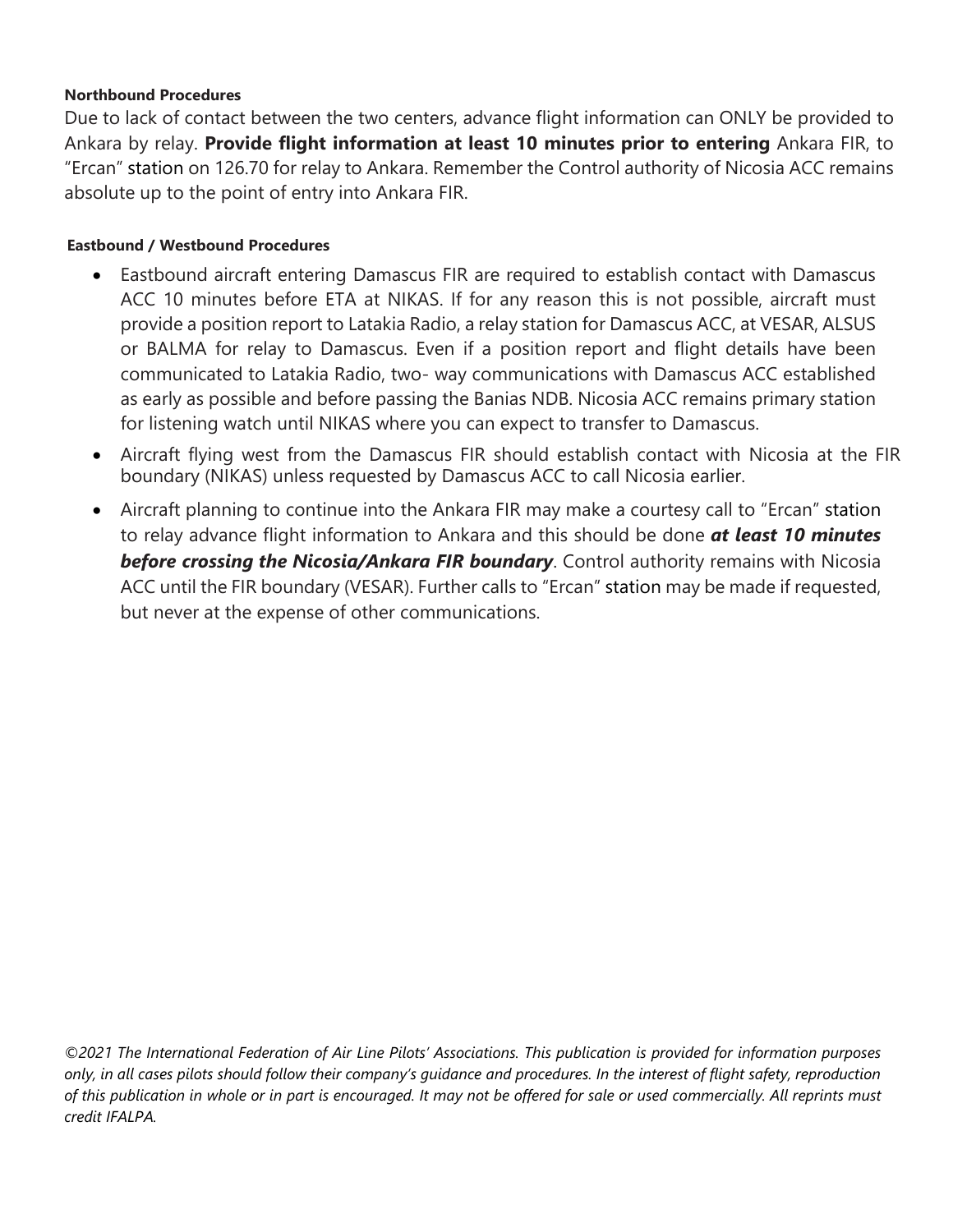**Northbound Procedures**

Due to lack of contact between the two centers, advance flight information can ONLY be provided to Ankara by relay. **Provide flight information at least 10 minutes prior to entering** Ankara FIR, to "Ercan" station on 126.70 for relay to Ankara. Remember the Control authority of Nicosia ACC remains absolute up to the point of entry into Ankara FIR.

**Eastbound / Westbound Procedures**

- Eastbound aircraft entering Damascus FIR are required to establish contact with Damascus ACC 10 minutes before ETA at NIKAS. If for any reason this is not possible, aircraft must provide a position report to Latakia Radio, a relay station for Damascus ACC, at VESAR, ALSUS or BALMA for relay to Damascus. Even if a position report and flight details have been communicated to Latakia Radio, two- way communications with Damascus ACC established as early as possible and before passing the Banias NDB. Nicosia ACC remains primary station for listening watch until NIKAS where you can expect to transfer to Damascus.
- Aircraft flying west from the Damascus FIR should establish contact with Nicosia at the FIR boundary (NIKAS) unless requested by Damascus ACC to call Nicosia earlier.
- Aircraft planning to continue into the Ankara FIR may make a courtesy call to "Ercan" station to relay advance flight information to Ankara and this should be done ***at least 10 minutes before crossing the Nicosia/Ankara FIR boundary***. Control authority remains with Nicosia ACC until the FIR boundary (VESAR). Further calls to "Ercan" station may be made if requested, but never at the expense of other communications.

*©2021 The International Federation of Air Line Pilots' Associations. This publication is provided for information purposes only, in all cases pilots should follow their company's guidance and procedures. In the interest of flight safety, reproduction of this publication in whole or in part is encouraged. It may not be offered for sale or used commercially. All reprints must credit IFALPA.*